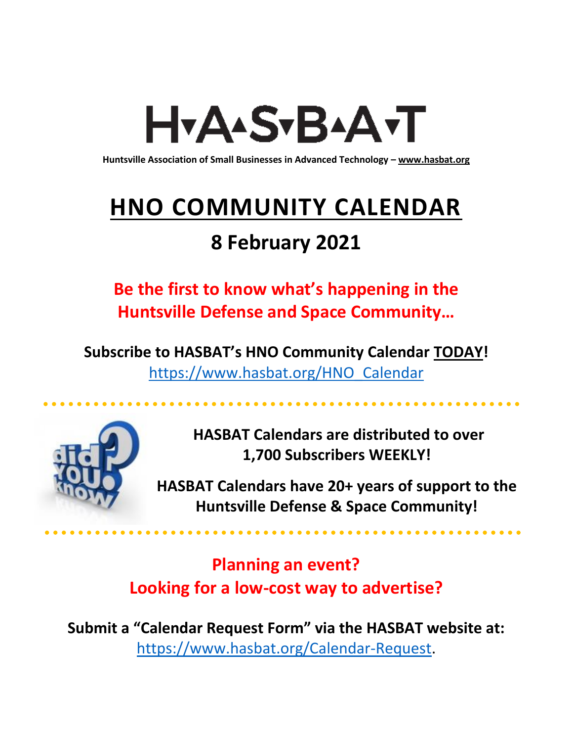# H▾A▴S▾B▴A▾T

**Huntsville Association of Small Businesses in Advanced Technology – www.hasbat.org**

# HNO COMMUNITY CALENDAR

## 8 February 2021

**Be the first to know what's happening in the Huntsville Defense and Space Community…**

**Subscribe to HASBAT's HNO Community Calendar TODAY!**
https://www.hasbat.org/HNO_Calendar

**HASBAT Calendars are distributed to over 1,700 Subscribers WEEKLY!**

**HASBAT Calendars have 20+ years of support to the Huntsville Defense & Space Community!**

**Planning an event?**
**Looking for a low-cost way to advertise?**

**Submit a "Calendar Request Form" via the HASBAT website at:**
https://www.hasbat.org/Calendar-Request.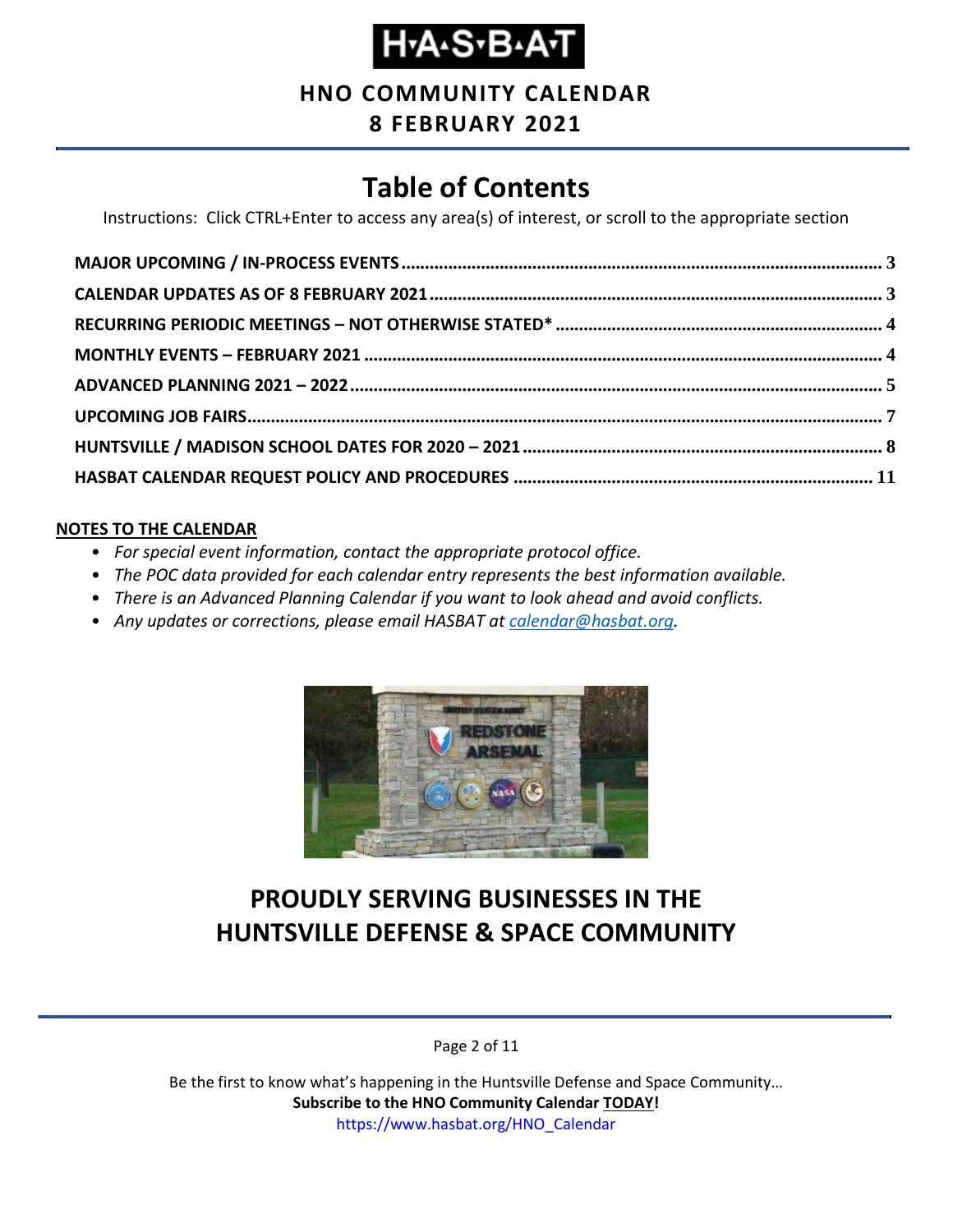# H·A·S·B·A·T

## HNO COMMUNITY CALENDAR
## 8 FEBRUARY 2021

# Table of Contents

Instructions: Click CTRL+Enter to access any area(s) of interest, or scroll to the appropriate section

**MAJOR UPCOMING / IN-PROCESS EVENTS** ..... 3
**CALENDAR UPDATES AS OF 8 FEBRUARY 2021** ..... 3
**RECURRING PERIODIC MEETINGS – NOT OTHERWISE STATED*** ..... 4
**MONTHLY EVENTS – FEBRUARY 2021** ..... 4
**ADVANCED PLANNING 2021 – 2022** ..... 5
**UPCOMING JOB FAIRS** ..... 7
**HUNTSVILLE / MADISON SCHOOL DATES FOR 2020 – 2021** ..... 8
**HASBAT CALENDAR REQUEST POLICY AND PROCEDURES** ..... 11

**NOTES TO THE CALENDAR**

- *For special event information, contact the appropriate protocol office.*
- *The POC data provided for each calendar entry represents the best information available.*
- *There is an Advanced Planning Calendar if you want to look ahead and avoid conflicts.*
- *Any updates or corrections, please email HASBAT at calendar@hasbat.org.*

## PROUDLY SERVING BUSINESSES IN THE HUNTSVILLE DEFENSE & SPACE COMMUNITY

Be the first to know what's happening in the Huntsville Defense and Space Community…
**Subscribe to the HNO Community Calendar TODAY!**
https://www.hasbat.org/HNO_Calendar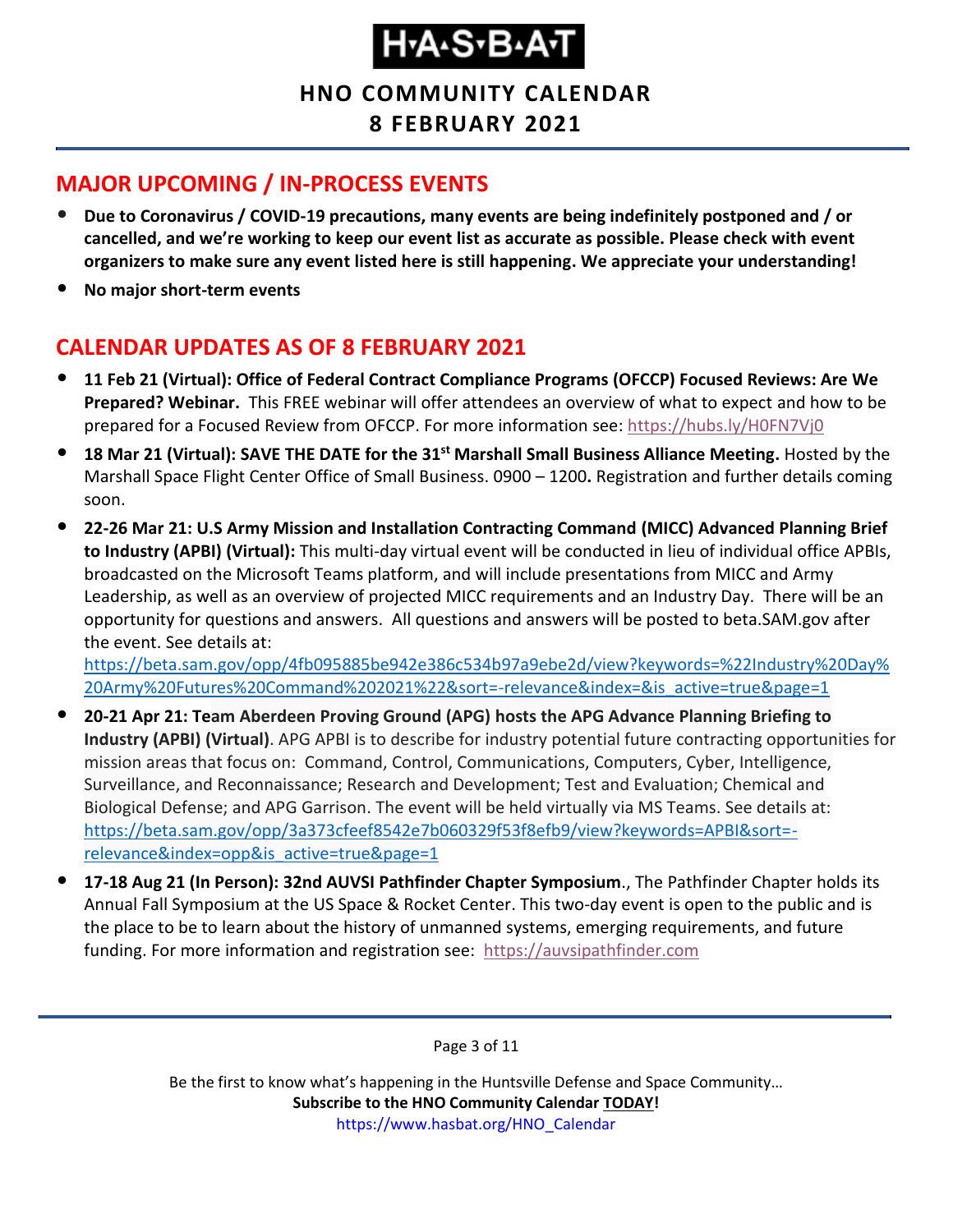# H•A•S•B•A•T

## HNO COMMUNITY CALENDAR
## 8 FEBRUARY 2021

## MAJOR UPCOMING / IN-PROCESS EVENTS

- **Due to Coronavirus / COVID-19 precautions, many events are being indefinitely postponed and / or cancelled, and we're working to keep our event list as accurate as possible. Please check with event organizers to make sure any event listed here is still happening. We appreciate your understanding!**
- **No major short-term events**

## CALENDAR UPDATES AS OF 8 FEBRUARY 2021

- **11 Feb 21 (Virtual): Office of Federal Contract Compliance Programs (OFCCP) Focused Reviews: Are We Prepared? Webinar.** This FREE webinar will offer attendees an overview of what to expect and how to be prepared for a Focused Review from OFCCP. For more information see: https://hubs.ly/H0FN7Vj0
- **18 Mar 21 (Virtual): SAVE THE DATE for the 31st Marshall Small Business Alliance Meeting.** Hosted by the Marshall Space Flight Center Office of Small Business. 0900 – 1200**.** Registration and further details coming soon.
- **22-26 Mar 21: U.S Army Mission and Installation Contracting Command (MICC) Advanced Planning Brief to Industry (APBI) (Virtual):** This multi-day virtual event will be conducted in lieu of individual office APBIs, broadcasted on the Microsoft Teams platform, and will include presentations from MICC and Army Leadership, as well as an overview of projected MICC requirements and an Industry Day. There will be an opportunity for questions and answers. All questions and answers will be posted to beta.SAM.gov after the event. See details at: https://beta.sam.gov/opp/4fb095885be942e386c534b97a9ebe2d/view?keywords=%22Industry%20Day%20Army%20Futures%20Command%202021%22&sort=-relevance&index=&is_active=true&page=1
- **20-21 Apr 21: Team Aberdeen Proving Ground (APG) hosts the APG Advance Planning Briefing to Industry (APBI) (Virtual)**. APG APBI is to describe for industry potential future contracting opportunities for mission areas that focus on: Command, Control, Communications, Computers, Cyber, Intelligence, Surveillance, and Reconnaissance; Research and Development; Test and Evaluation; Chemical and Biological Defense; and APG Garrison. The event will be held virtually via MS Teams. See details at: https://beta.sam.gov/opp/3a373cfeef8542e7b060329f53f8efb9/view?keywords=APBI&sort=-relevance&index=opp&is_active=true&page=1
- **17-18 Aug 21 (In Person): 32nd AUVSI Pathfinder Chapter Symposium**., The Pathfinder Chapter holds its Annual Fall Symposium at the US Space & Rocket Center. This two-day event is open to the public and is the place to be to learn about the history of unmanned systems, emerging requirements, and future funding. For more information and registration see: https://auvsipathfinder.com

Be the first to know what's happening in the Huntsville Defense and Space Community…
**Subscribe to the HNO Community Calendar TODAY!**
https://www.hasbat.org/HNO_Calendar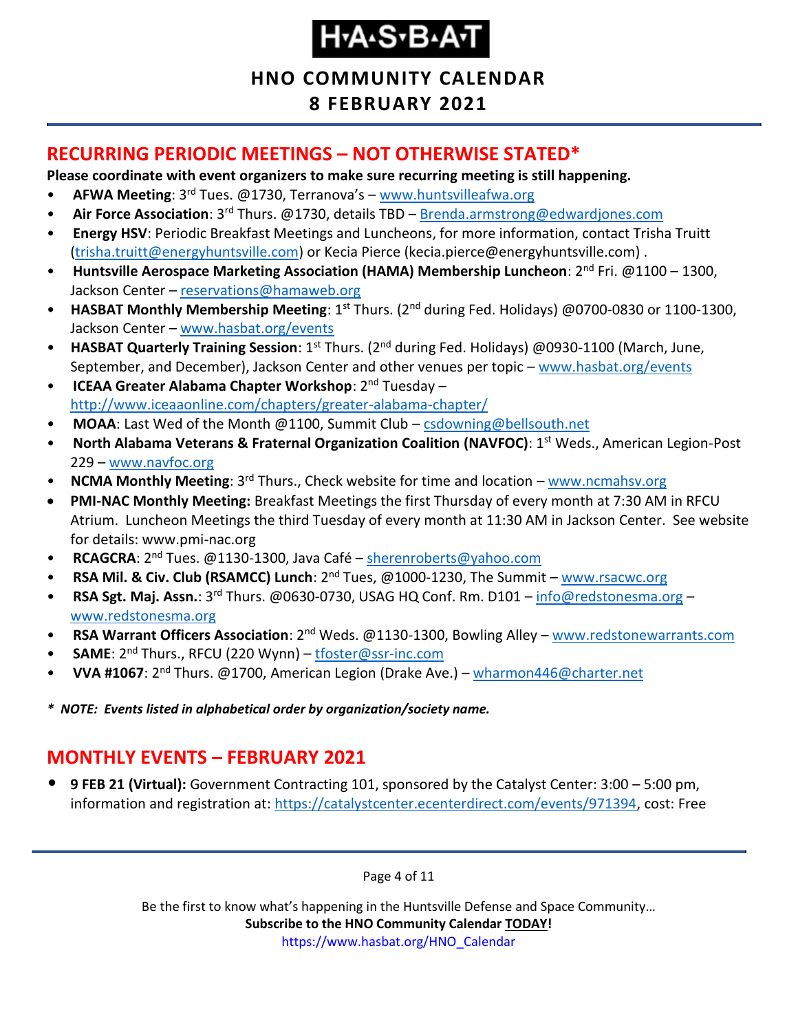# H·A·S·B·A·T

## HNO COMMUNITY CALENDAR
## 8 FEBRUARY 2021

## RECURRING PERIODIC MEETINGS – NOT OTHERWISE STATED*

**Please coordinate with event organizers to make sure recurring meeting is still happening.**

- **AFWA Meeting**: 3rd Tues. @1730, Terranova's – www.huntsvilleafwa.org
- **Air Force Association**: 3rd Thurs. @1730, details TBD – Brenda.armstrong@edwardjones.com
- **Energy HSV**: Periodic Breakfast Meetings and Luncheons, for more information, contact Trisha Truitt (trisha.truitt@energyhuntsville.com) or Kecia Pierce (kecia.pierce@energyhuntsville.com) .
- **Huntsville Aerospace Marketing Association (HAMA) Membership Luncheon**: 2nd Fri. @1100 – 1300, Jackson Center – reservations@hamaweb.org
- **HASBAT Monthly Membership Meeting**: 1st Thurs. (2nd during Fed. Holidays) @0700-0830 or 1100-1300, Jackson Center – www.hasbat.org/events
- **HASBAT Quarterly Training Session**: 1st Thurs. (2nd during Fed. Holidays) @0930-1100 (March, June, September, and December), Jackson Center and other venues per topic – www.hasbat.org/events
- **ICEAA Greater Alabama Chapter Workshop**: 2nd Tuesday – http://www.iceaaonline.com/chapters/greater-alabama-chapter/
- **MOAA**: Last Wed of the Month @1100, Summit Club – csdowning@bellsouth.net
- **North Alabama Veterans & Fraternal Organization Coalition (NAVFOC)**: 1st Weds., American Legion-Post 229 – www.navfoc.org
- **NCMA Monthly Meeting**: 3rd Thurs., Check website for time and location – www.ncmahsv.org
- **PMI-NAC Monthly Meeting:** Breakfast Meetings the first Thursday of every month at 7:30 AM in RFCU Atrium. Luncheon Meetings the third Tuesday of every month at 11:30 AM in Jackson Center. See website for details: www.pmi-nac.org
- **RCAGCRA**: 2nd Tues. @1130-1300, Java Café – sherenroberts@yahoo.com
- **RSA Mil. & Civ. Club (RSAMCC) Lunch**: 2nd Tues, @1000-1230, The Summit – www.rsacwc.org
- **RSA Sgt. Maj. Assn.**: 3rd Thurs. @0630-0730, USAG HQ Conf. Rm. D101 – info@redstonesma.org – www.redstonesma.org
- **RSA Warrant Officers Association**: 2nd Weds. @1130-1300, Bowling Alley – www.redstonewarrants.com
- **SAME**: 2nd Thurs., RFCU (220 Wynn) – tfoster@ssr-inc.com
- **VVA #1067**: 2nd Thurs. @1700, American Legion (Drake Ave.) – wharmon446@charter.net

*\* NOTE: Events listed in alphabetical order by organization/society name.*

## MONTHLY EVENTS – FEBRUARY 2021

- **9 FEB 21 (Virtual):** Government Contracting 101, sponsored by the Catalyst Center: 3:00 – 5:00 pm, information and registration at: https://catalystcenter.ecenterdirect.com/events/971394, cost: Free

Be the first to know what's happening in the Huntsville Defense and Space Community…
**Subscribe to the HNO Community Calendar TODAY!**
https://www.hasbat.org/HNO_Calendar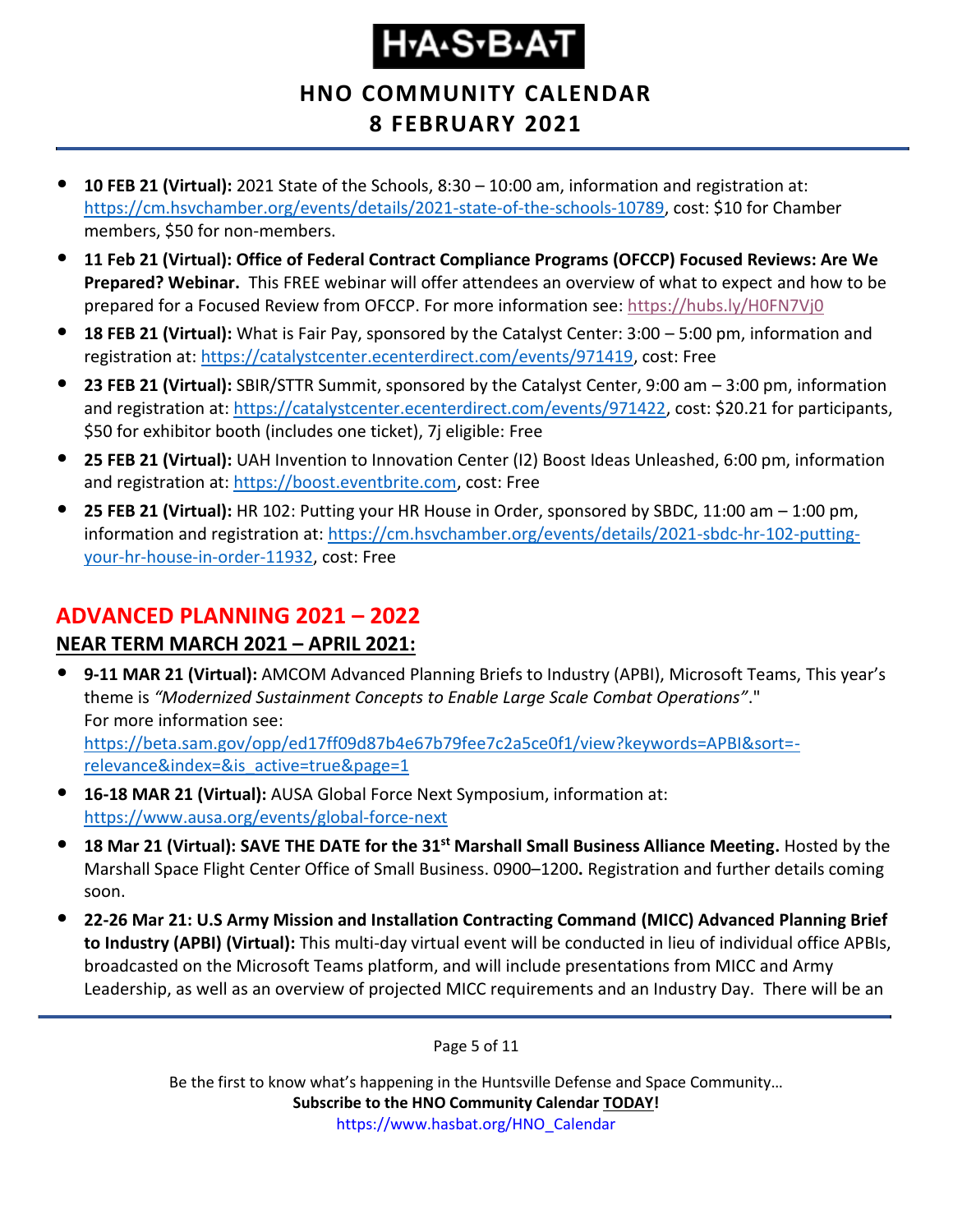- **10 FEB 21 (Virtual):** 2021 State of the Schools, 8:30 – 10:00 am, information and registration at: https://cm.hsvchamber.org/events/details/2021-state-of-the-schools-10789, cost: $10 for Chamber members, $50 for non-members.
- **11 Feb 21 (Virtual): Office of Federal Contract Compliance Programs (OFCCP) Focused Reviews: Are We Prepared? Webinar.** This FREE webinar will offer attendees an overview of what to expect and how to be prepared for a Focused Review from OFCCP. For more information see: https://hubs.ly/H0FN7Vj0
- **18 FEB 21 (Virtual):** What is Fair Pay, sponsored by the Catalyst Center: 3:00 – 5:00 pm, information and registration at: https://catalystcenter.ecenterdirect.com/events/971419, cost: Free
- **23 FEB 21 (Virtual):** SBIR/STTR Summit, sponsored by the Catalyst Center, 9:00 am – 3:00 pm, information and registration at: https://catalystcenter.ecenterdirect.com/events/971422, cost: $20.21 for participants, $50 for exhibitor booth (includes one ticket), 7j eligible: Free
- **25 FEB 21 (Virtual):** UAH Invention to Innovation Center (I2) Boost Ideas Unleashed, 6:00 pm, information and registration at: https://boost.eventbrite.com, cost: Free
- **25 FEB 21 (Virtual):** HR 102: Putting your HR House in Order, sponsored by SBDC, 11:00 am – 1:00 pm, information and registration at: https://cm.hsvchamber.org/events/details/2021-sbdc-hr-102-putting-your-hr-house-in-order-11932, cost: Free

## ADVANCED PLANNING 2021 – 2022

### NEAR TERM MARCH 2021 – APRIL 2021:

- **9-11 MAR 21 (Virtual):** AMCOM Advanced Planning Briefs to Industry (APBI), Microsoft Teams, This year's theme is *"Modernized Sustainment Concepts to Enable Large Scale Combat Operations"*."
  For more information see:
  https://beta.sam.gov/opp/ed17ff09d87b4e67b79fee7c2a5ce0f1/view?keywords=APBI&sort=-relevance&index=&is_active=true&page=1
- **16-18 MAR 21 (Virtual):** AUSA Global Force Next Symposium, information at: https://www.ausa.org/events/global-force-next
- **18 Mar 21 (Virtual): SAVE THE DATE for the 31st Marshall Small Business Alliance Meeting.** Hosted by the Marshall Space Flight Center Office of Small Business. 0900–1200**.** Registration and further details coming soon.
- **22-26 Mar 21: U.S Army Mission and Installation Contracting Command (MICC) Advanced Planning Brief to Industry (APBI) (Virtual):** This multi-day virtual event will be conducted in lieu of individual office APBIs, broadcasted on the Microsoft Teams platform, and will include presentations from MICC and Army Leadership, as well as an overview of projected MICC requirements and an Industry Day. There will be an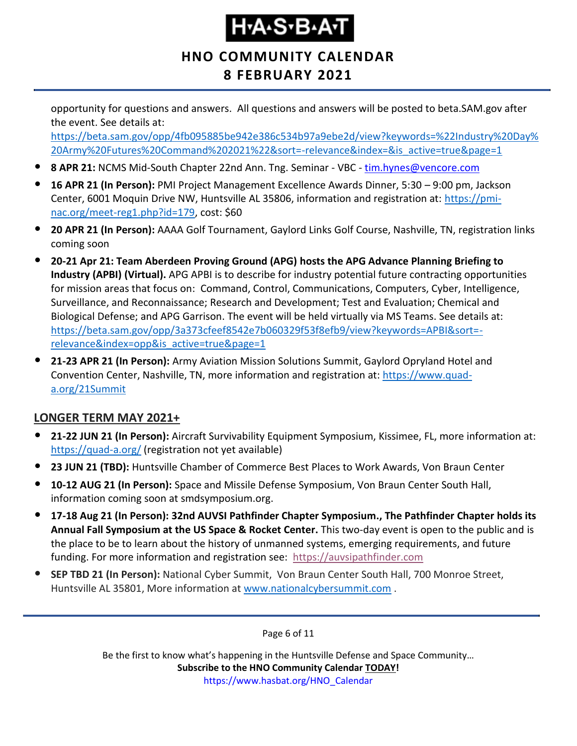opportunity for questions and answers.  All questions and answers will be posted to beta.SAM.gov after the event. See details at: https://beta.sam.gov/opp/4fb095885be942e386c534b97a9ebe2d/view?keywords=%22Industry%20Day%20Army%20Futures%20Command%202021%22&sort=-relevance&index=&is_active=true&page=1

- **8 APR 21:** NCMS Mid-South Chapter 22nd Ann. Tng. Seminar - VBC - tim.hynes@vencore.com
- **16 APR 21 (In Person):** PMI Project Management Excellence Awards Dinner, 5:30 – 9:00 pm, Jackson Center, 6001 Moquin Drive NW, Huntsville AL 35806, information and registration at: https://pmi-nac.org/meet-reg1.php?id=179, cost: $60
- **20 APR 21 (In Person):** AAAA Golf Tournament, Gaylord Links Golf Course, Nashville, TN, registration links coming soon
- **20-21 Apr 21: Team Aberdeen Proving Ground (APG) hosts the APG Advance Planning Briefing to Industry (APBI) (Virtual).** APG APBI is to describe for industry potential future contracting opportunities for mission areas that focus on:  Command, Control, Communications, Computers, Cyber, Intelligence, Surveillance, and Reconnaissance; Research and Development; Test and Evaluation; Chemical and Biological Defense; and APG Garrison. The event will be held virtually via MS Teams. See details at: https://beta.sam.gov/opp/3a373cfeef8542e7b060329f53f8efb9/view?keywords=APBI&sort=-relevance&index=opp&is_active=true&page=1
- **21-23 APR 21 (In Person):** Army Aviation Mission Solutions Summit, Gaylord Opryland Hotel and Convention Center, Nashville, TN, more information and registration at: https://www.quad-a.org/21Summit

## LONGER TERM MAY 2021+

- **21-22 JUN 21 (In Person):** Aircraft Survivability Equipment Symposium, Kissimee, FL, more information at: https://quad-a.org/ (registration not yet available)
- **23 JUN 21 (TBD):** Huntsville Chamber of Commerce Best Places to Work Awards, Von Braun Center
- **10-12 AUG 21 (In Person):** Space and Missile Defense Symposium, Von Braun Center South Hall, information coming soon at smdsymposium.org.
- **17-18 Aug 21 (In Person): 32nd AUVSI Pathfinder Chapter Symposium., The Pathfinder Chapter holds its Annual Fall Symposium at the US Space & Rocket Center.** This two-day event is open to the public and is the place to be to learn about the history of unmanned systems, emerging requirements, and future funding. For more information and registration see:  https://auvsipathfinder.com
- **SEP TBD 21 (In Person):** National Cyber Summit,  Von Braun Center South Hall, 700 Monroe Street, Huntsville AL 35801, More information at www.nationalcybersummit.com .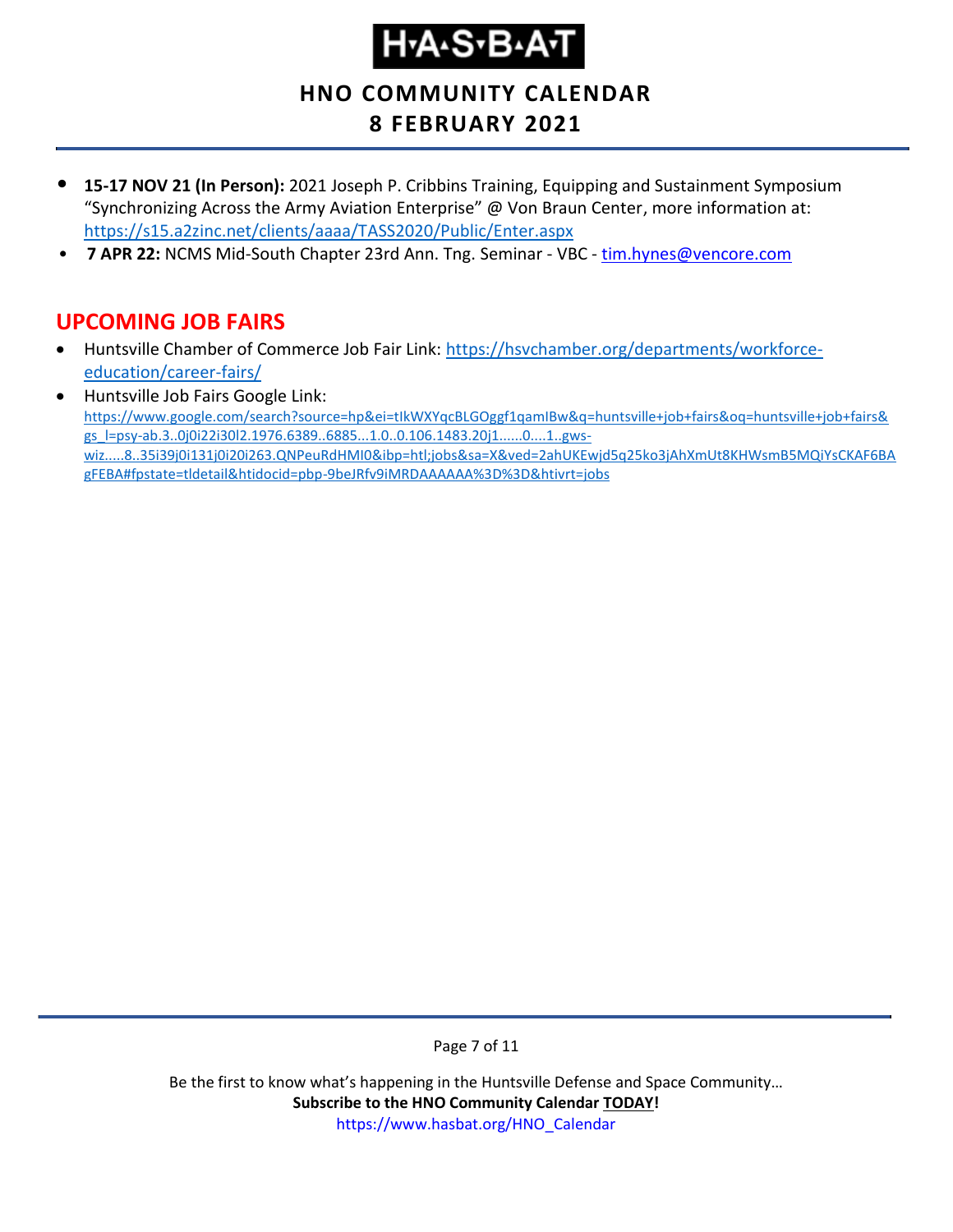- **15-17 NOV 21 (In Person):** 2021 Joseph P. Cribbins Training, Equipping and Sustainment Symposium "Synchronizing Across the Army Aviation Enterprise" @ Von Braun Center, more information at: https://s15.a2zinc.net/clients/aaaa/TASS2020/Public/Enter.aspx
- **7 APR 22:** NCMS Mid-South Chapter 23rd Ann. Tng. Seminar - VBC - tim.hynes@vencore.com

## UPCOMING JOB FAIRS

- Huntsville Chamber of Commerce Job Fair Link: https://hsvchamber.org/departments/workforce-education/career-fairs/
- Huntsville Job Fairs Google Link: https://www.google.com/search?source=hp&ei=tIkWXYqcBLGOggf1qamIBw&q=huntsville+job+fairs&oq=huntsville+job+fairs&gs_l=psy-ab.3..0j0i22i30l2.1976.6389..6885...1.0..0.106.1483.20j1......0....1..gws-wiz.....8..35i39j0i131j0i20i263.QNPeuRdHMI0&ibp=htl;jobs&sa=X&ved=2ahUKEwjd5q25ko3jAhXmUt8KHWsmB5MQiYsCKAF6BAgFEBA#fpstate=tldetail&htidocid=pbp-9beJRfv9iMRDAAAAAA%3D%3D&htivrt=jobs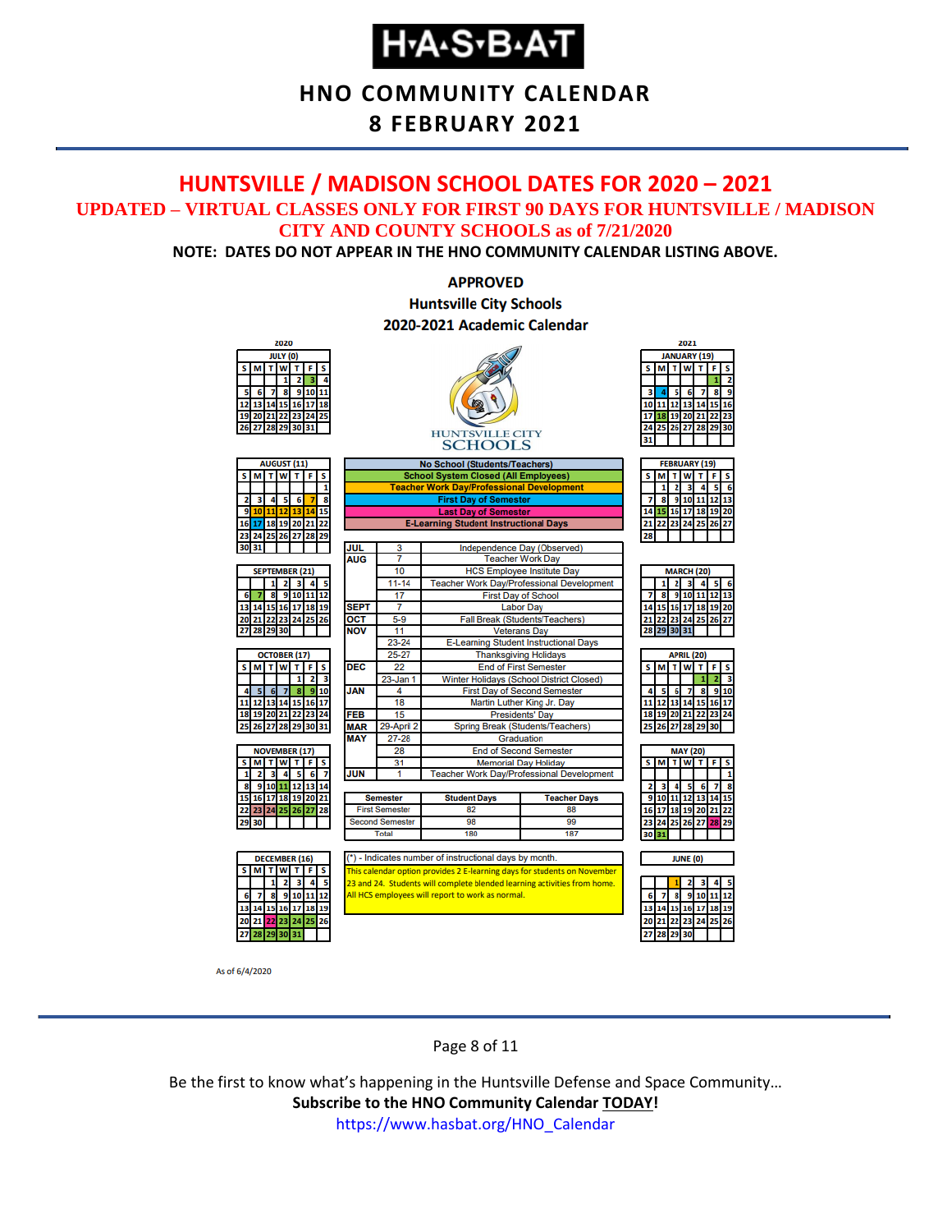# H·A·S·B·A·T

## HNO COMMUNITY CALENDAR
## 8 FEBRUARY 2021

## HUNTSVILLE / MADISON SCHOOL DATES FOR 2020 – 2021

**UPDATED – VIRTUAL CLASSES ONLY FOR FIRST 90 DAYS FOR HUNTSVILLE / MADISON CITY AND COUNTY SCHOOLS as of 7/21/2020**

**NOTE: DATES DO NOT APPEAR IN THE HNO COMMUNITY CALENDAR LISTING ABOVE.**

**APPROVED**
**Huntsville City Schools**
**2020-2021 Academic Calendar**

HUNTSVILLE CITY SCHOOLS

| Legend |
|---|
| No School (Students/Teachers) |
| School System Closed (All Employees) |
| Teacher Work Day/Professional Development |
| First Day of Semester |
| Last Day of Semester |
| E-Learning Student Instructional Days |

| Month | Date | Event |
|---|---|---|
| JUL | 3 | Independence Day (Observed) |
| AUG | 7 | Teacher Work Day |
| | 10 | HCS Employee Institute Day |
| | 11-14 | Teacher Work Day/Professional Development |
| | 17 | First Day of School |
| SEPT | 7 | Labor Day |
| OCT | 5-9 | Fall Break (Students/Teachers) |
| NOV | 11 | Veterans Day |
| | 23-24 | E-Learning Student Instructional Days |
| | 25-27 | Thanksgiving Holidays |
| DEC | 22 | End of First Semester |
| | 23-Jan 1 | Winter Holidays (School District Closed) |
| JAN | 4 | First Day of Second Semester |
| | 18 | Martin Luther King Jr. Day |
| FEB | 15 | Presidents' Day |
| MAR | 29-April 2 | Spring Break (Students/Teachers) |
| MAY | 27-28 | Graduation |
| | 28 | End of Second Semester |
| | 31 | Memorial Day Holiday |
| JUN | 1 | Teacher Work Day/Professional Development |

| Semester | Student Days | Teacher Days |
|---|---|---|
| First Semester | 82 | 88 |
| Second Semester | 98 | 99 |
| Total | 180 | 187 |

(*) - Indicates number of instructional days by month.

This calendar option provides 2 E-learning days for students on November 23 and 24. Students will complete blended learning activities from home. All HCS employees will report to work as normal.

**2020**

JULY (0)

| S | M | T | W | T | F | S |
|---|---|---|---|---|---|---|
| | | | 1 | 2 | 3 | 4 |
| 5 | 6 | 7 | 8 | 9 | 10 | 11 |
| 12 | 13 | 14 | 15 | 16 | 17 | 18 |
| 19 | 20 | 21 | 22 | 23 | 24 | 25 |
| 26 | 27 | 28 | 29 | 30 | 31 | |

AUGUST (11)

| S | M | T | W | T | F | S |
|---|---|---|---|---|---|---|
| | | | | | | 1 |
| 2 | 3 | 4 | 5 | 6 | 7 | 8 |
| 9 | 10 | 11 | 12 | 13 | 14 | 15 |
| 16 | 17 | 18 | 19 | 20 | 21 | 22 |
| 23 | 24 | 25 | 26 | 27 | 28 | 29 |
| 30 | 31 | | | | | |

SEPTEMBER (21)

| S | M | T | W | T | F | S |
|---|---|---|---|---|---|---|
| | | 1 | 2 | 3 | 4 | 5 |
| 6 | 7 | 8 | 9 | 10 | 11 | 12 |
| 13 | 14 | 15 | 16 | 17 | 18 | 19 |
| 20 | 21 | 22 | 23 | 24 | 25 | 26 |
| 27 | 28 | 29 | 30 | | | |

OCTOBER (17)

| S | M | T | W | T | F | S |
|---|---|---|---|---|---|---|
| | | | | 1 | 2 | 3 |
| 4 | 5 | 6 | 7 | 8 | 9 | 10 |
| 11 | 12 | 13 | 14 | 15 | 16 | 17 |
| 18 | 19 | 20 | 21 | 22 | 23 | 24 |
| 25 | 26 | 27 | 28 | 29 | 30 | 31 |

NOVEMBER (17)

| S | M | T | W | T | F | S |
|---|---|---|---|---|---|---|
| 1 | 2 | 3 | 4 | 5 | 6 | 7 |
| 8 | 9 | 10 | 11 | 12 | 13 | 14 |
| 15 | 16 | 17 | 18 | 19 | 20 | 21 |
| 22 | 23 | 24 | 25 | 26 | 27 | 28 |
| 29 | 30 | | | | | |

DECEMBER (16)

| S | M | T | W | T | F | S |
|---|---|---|---|---|---|---|
| | | 1 | 2 | 3 | 4 | 5 |
| 6 | 7 | 8 | 9 | 10 | 11 | 12 |
| 13 | 14 | 15 | 16 | 17 | 18 | 19 |
| 20 | 21 | 22 | 23 | 24 | 25 | 26 |
| 27 | 28 | 29 | 30 | 31 | | |

**2021**

JANUARY (19)

| S | M | T | W | T | F | S |
|---|---|---|---|---|---|---|
| | | | | | 1 | 2 |
| 3 | 4 | 5 | 6 | 7 | 8 | 9 |
| 10 | 11 | 12 | 13 | 14 | 15 | 16 |
| 17 | 18 | 19 | 20 | 21 | 22 | 23 |
| 24 | 25 | 26 | 27 | 28 | 29 | 30 |
| 31 | | | | | | |

FEBRUARY (19)

| S | M | T | W | T | F | S |
|---|---|---|---|---|---|---|
| | 1 | 2 | 3 | 4 | 5 | 6 |
| 7 | 8 | 9 | 10 | 11 | 12 | 13 |
| 14 | 15 | 16 | 17 | 18 | 19 | 20 |
| 21 | 22 | 23 | 24 | 25 | 26 | 27 |
| 28 | | | | | | |

MARCH (20)

| S | M | T | W | T | F | S |
|---|---|---|---|---|---|---|
| | 1 | 2 | 3 | 4 | 5 | 6 |
| 7 | 8 | 9 | 10 | 11 | 12 | 13 |
| 14 | 15 | 16 | 17 | 18 | 19 | 20 |
| 21 | 22 | 23 | 24 | 25 | 26 | 27 |
| 28 | 29 | 30 | 31 | | | |

APRIL (20)

| S | M | T | W | T | F | S |
|---|---|---|---|---|---|---|
| | | | | 1 | 2 | 3 |
| 4 | 5 | 6 | 7 | 8 | 9 | 10 |
| 11 | 12 | 13 | 14 | 15 | 16 | 17 |
| 18 | 19 | 20 | 21 | 22 | 23 | 24 |
| 25 | 26 | 27 | 28 | 29 | 30 | |

MAY (20)

| S | M | T | W | T | F | S |
|---|---|---|---|---|---|---|
| | | | | | | 1 |
| 2 | 3 | 4 | 5 | 6 | 7 | 8 |
| 9 | 10 | 11 | 12 | 13 | 14 | 15 |
| 16 | 17 | 18 | 19 | 20 | 21 | 22 |
| 23 | 24 | 25 | 26 | 27 | 28 | 29 |
| 30 | 31 | | | | | |

JUNE (0)

| S | M | T | W | T | F | S |
|---|---|---|---|---|---|---|
| | | 1 | 2 | 3 | 4 | 5 |
| 6 | 7 | 8 | 9 | 10 | 11 | 12 |
| 13 | 14 | 15 | 16 | 17 | 18 | 19 |
| 20 | 21 | 22 | 23 | 24 | 25 | 26 |
| 27 | 28 | 29 | 30 | | | |

As of 6/4/2020

Be the first to know what's happening in the Huntsville Defense and Space Community…
**Subscribe to the HNO Community Calendar TODAY!**
https://www.hasbat.org/HNO_Calendar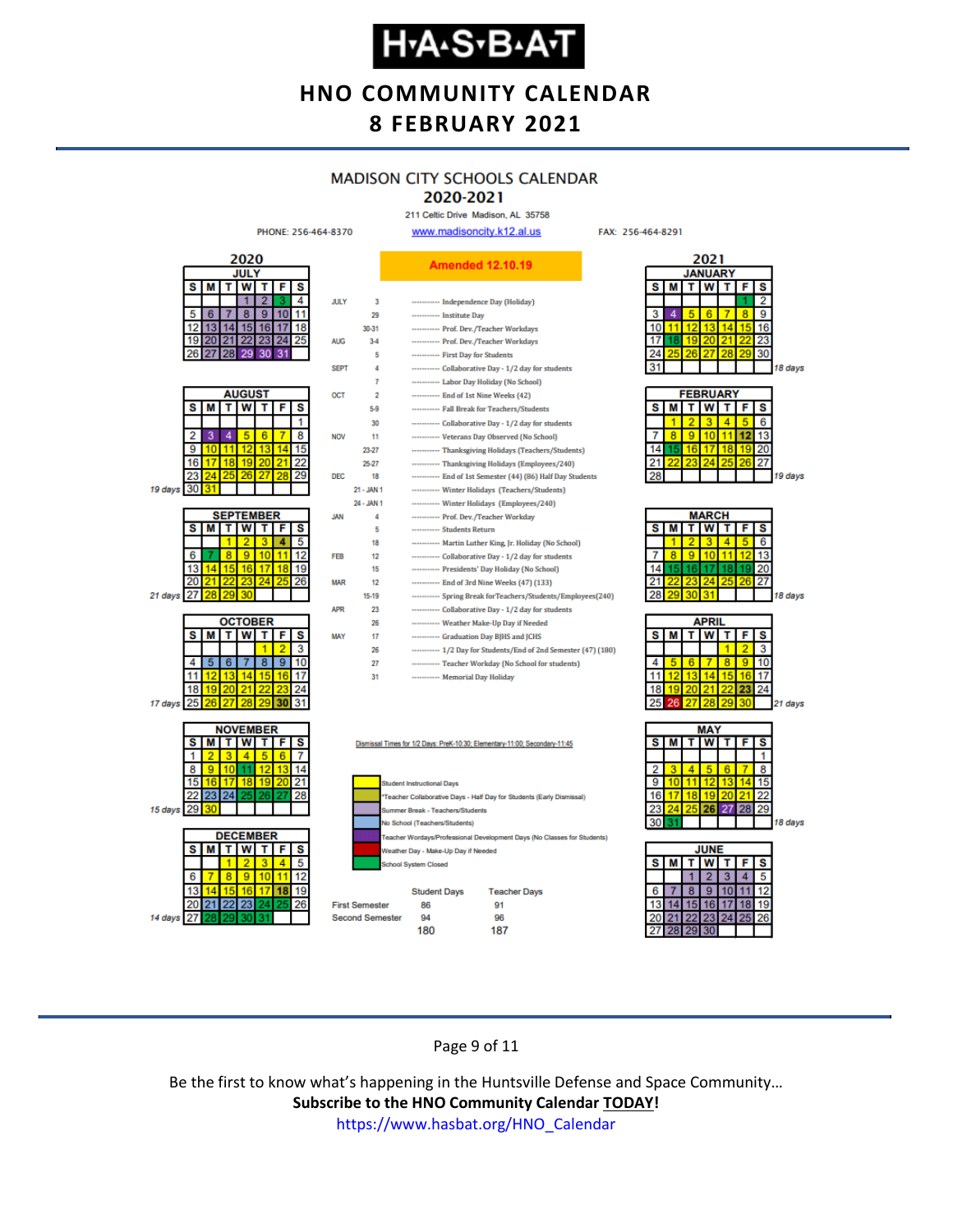# H·A·S·B·A·T

## HNO COMMUNITY CALENDAR
## 8 FEBRUARY 2021

### MADISON CITY SCHOOLS CALENDAR
### 2020-2021

211 Celtic Drive Madison, AL 35758

PHONE: 256-464-8370 www.madisoncity.k12.al.us FAX: 256-464-8291

**Amended 12.10.19**

| Month | Date | Event |
|---|---|---|
| JULY | 3 | Independence Day (Holiday) |
| | 29 | Institute Day |
| | 30-31 | Prof. Dev./Teacher Workdays |
| AUG | 3-4 | Prof. Dev./Teacher Workdays |
| | 5 | First Day for Students |
| SEPT | 4 | Collaborative Day - 1/2 day for students |
| | 7 | Labor Day Holiday (No School) |
| OCT | 2 | End of 1st Nine Weeks (42) |
| | 5-9 | Fall Break for Teachers/Students |
| | 30 | Collaborative Day - 1/2 day for students |
| NOV | 11 | Veterans Day Observed (No School) |
| | 23-27 | Thanksgiving Holidays (Teachers/Students) |
| | 25-27 | Thanksgiving Holidays (Employees/240) |
| DEC | 18 | End of 1st Semester (44) (86) Half Day Students |
| | 21 - JAN 1 | Winter Holidays (Teachers/Students) |
| | 24 - JAN 1 | Winter Holidays (Employees/240) |
| JAN | 4 | Prof. Dev./Teacher Workday |
| | 5 | Students Return |
| | 18 | Martin Luther King, Jr. Holiday (No School) |
| FEB | 12 | Collaborative Day - 1/2 day for students |
| | 15 | Presidents' Day Holiday (No School) |
| MAR | 12 | End of 3rd Nine Weeks (47) (133) |
| | 15-19 | Spring Break forTeachers/Students/Employees(240) |
| APR | 23 | Collaborative Day - 1/2 day for students |
| | 26 | Weather Make-Up Day if Needed |
| MAY | 17 | Graduation Day BJHS and JCHS |
| | 26 | 1/2 Day for Students/End of 2nd Semester (47) (180) |
| | 27 | Teacher Workday (No School for students) |
| | 31 | Memorial Day Holiday |

Dismissal Times for 1/2 Days: PreK-10:30; Elementary-11:00; Secondary-11:45

Legend:
- Student Instructional Days
- *Teacher Collaborative Days - Half Day for Students (Early Dismissal)
- Summer Break - Teachers/Students
- No School (Teachers/Students)
- Teacher Wordays/Professional Development Days (No Classes for Students)
- Weather Day - Make-Up Day if Needed
- School System Closed

| | Student Days | Teacher Days |
|---|---|---|
| First Semester | 86 | 91 |
| Second Semester | 94 | 96 |
| | 180 | 187 |

Instructional days per month: August 19 days; September 21 days; October 17 days; November 15 days; December 14 days; January 18 days; February 19 days; March 18 days; April 21 days; May 18 days.

Be the first to know what's happening in the Huntsville Defense and Space Community…

**Subscribe to the HNO Community Calendar <u>TODAY</u>!**

https://www.hasbat.org/HNO_Calendar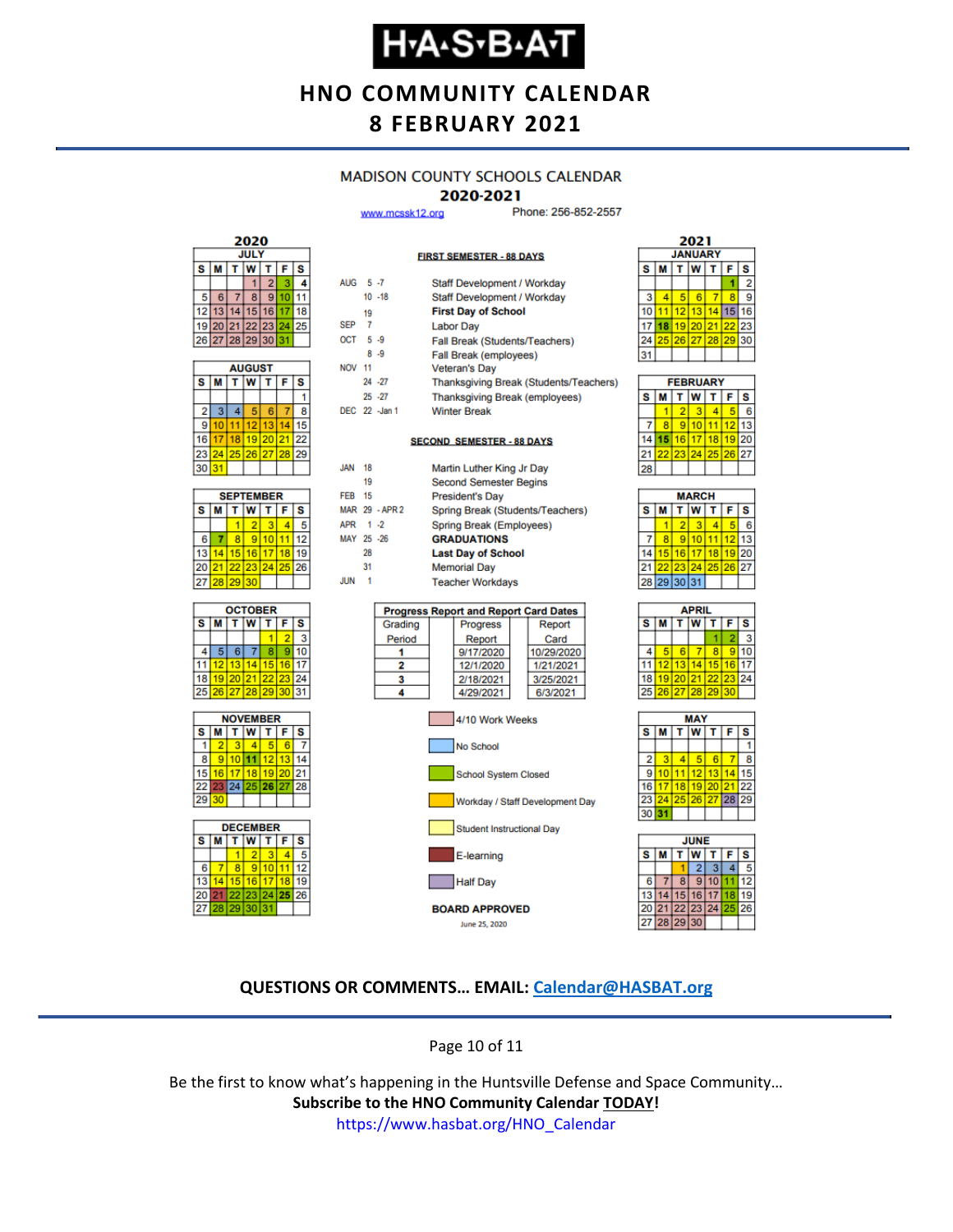# H·A·S·B·A·T

## HNO COMMUNITY CALENDAR
## 8 FEBRUARY 2021

### MADISON COUNTY SCHOOLS CALENDAR
### 2020-2021

www.mcssk12.org Phone: 256-852-2557

**FIRST SEMESTER - 88 DAYS**

| | | |
|---|---|---|
| AUG | 5 -7 | Staff Development / Workday |
| | 10 -18 | Staff Development / Workday |
| | 19 | **First Day of School** |
| SEP | 7 | Labor Day |
| OCT | 5 -9 | Fall Break (Students/Teachers) |
| | 8 -9 | Fall Break (employees) |
| NOV | 11 | Veteran's Day |
| | 24 -27 | Thanksgiving Break (Students/Teachers) |
| | 25 -27 | Thanksgiving Break (employees) |
| DEC | 22 -Jan 1 | Winter Break |

**SECOND SEMESTER - 88 DAYS**

| | | |
|---|---|---|
| JAN | 18 | Martin Luther King Jr Day |
| | 19 | Second Semester Begins |
| FEB | 15 | President's Day |
| MAR | 29 - APR 2 | Spring Break (Students/Teachers) |
| APR | 1 -2 | Spring Break (Employees) |
| MAY | 25 -26 | **GRADUATIONS** |
| | 28 | **Last Day of School** |
| | 31 | Memorial Day |
| JUN | 1 | Teacher Workdays |

**Progress Report and Report Card Dates**

| Grading Period | Progress Report | Report Card |
|---|---|---|
| 1 | 9/17/2020 | 10/29/2020 |
| 2 | 12/1/2020 | 1/21/2021 |
| 3 | 2/18/2021 | 3/25/2021 |
| 4 | 4/29/2021 | 6/3/2021 |

Legend:
- 4/10 Work Weeks
- No School
- School System Closed
- Workday / Staff Development Day
- Student Instructional Day
- E-learning
- Half Day

**BOARD APPROVED**

June 25, 2020

**2020**

JULY

| S | M | T | W | T | F | S |
|---|---|---|---|---|---|---|
| | | | 1 | 2 | 3 | 4 |
| 5 | 6 | 7 | 8 | 9 | 10 | 11 |
| 12 | 13 | 14 | 15 | 16 | 17 | 18 |
| 19 | 20 | 21 | 22 | 23 | 24 | 25 |
| 26 | 27 | 28 | 29 | 30 | 31 | |

AUGUST

| S | M | T | W | T | F | S |
|---|---|---|---|---|---|---|
| | | | | | | 1 |
| 2 | 3 | 4 | 5 | 6 | 7 | 8 |
| 9 | 10 | 11 | 12 | 13 | 14 | 15 |
| 16 | 17 | 18 | 19 | 20 | 21 | 22 |
| 23 | 24 | 25 | 26 | 27 | 28 | 29 |
| 30 | 31 | | | | | |

SEPTEMBER

| S | M | T | W | T | F | S |
|---|---|---|---|---|---|---|
| | | 1 | 2 | 3 | 4 | 5 |
| 6 | 7 | 8 | 9 | 10 | 11 | 12 |
| 13 | 14 | 15 | 16 | 17 | 18 | 19 |
| 20 | 21 | 22 | 23 | 24 | 25 | 26 |
| 27 | 28 | 29 | 30 | | | |

OCTOBER

| S | M | T | W | T | F | S |
|---|---|---|---|---|---|---|
| | | | | 1 | 2 | 3 |
| 4 | 5 | 6 | 7 | 8 | 9 | 10 |
| 11 | 12 | 13 | 14 | 15 | 16 | 17 |
| 18 | 19 | 20 | 21 | 22 | 23 | 24 |
| 25 | 26 | 27 | 28 | 29 | 30 | 31 |

NOVEMBER

| S | M | T | W | T | F | S |
|---|---|---|---|---|---|---|
| 1 | 2 | 3 | 4 | 5 | 6 | 7 |
| 8 | 9 | 10 | 11 | 12 | 13 | 14 |
| 15 | 16 | 17 | 18 | 19 | 20 | 21 |
| 22 | 23 | 24 | 25 | 26 | 27 | 28 |
| 29 | 30 | | | | | |

DECEMBER

| S | M | T | W | T | F | S |
|---|---|---|---|---|---|---|
| | | 1 | 2 | 3 | 4 | 5 |
| 6 | 7 | 8 | 9 | 10 | 11 | 12 |
| 13 | 14 | 15 | 16 | 17 | 18 | 19 |
| 20 | 21 | 22 | 23 | 24 | 25 | 26 |
| 27 | 28 | 29 | 30 | 31 | | |

**2021**

JANUARY

| S | M | T | W | T | F | S |
|---|---|---|---|---|---|---|
| | | | | | 1 | 2 |
| 3 | 4 | 5 | 6 | 7 | 8 | 9 |
| 10 | 11 | 12 | 13 | 14 | 15 | 16 |
| 17 | 18 | 19 | 20 | 21 | 22 | 23 |
| 24 | 25 | 26 | 27 | 28 | 29 | 30 |
| 31 | | | | | | |

FEBRUARY

| S | M | T | W | T | F | S |
|---|---|---|---|---|---|---|
| | 1 | 2 | 3 | 4 | 5 | 6 |
| 7 | 8 | 9 | 10 | 11 | 12 | 13 |
| 14 | 15 | 16 | 17 | 18 | 19 | 20 |
| 21 | 22 | 23 | 24 | 25 | 26 | 27 |
| 28 | | | | | | |

MARCH

| S | M | T | W | T | F | S |
|---|---|---|---|---|---|---|
| | 1 | 2 | 3 | 4 | 5 | 6 |
| 7 | 8 | 9 | 10 | 11 | 12 | 13 |
| 14 | 15 | 16 | 17 | 18 | 19 | 20 |
| 21 | 22 | 23 | 24 | 25 | 26 | 27 |
| 28 | 29 | 30 | 31 | | | |

APRIL

| S | M | T | W | T | F | S |
|---|---|---|---|---|---|---|
| | | | | 1 | 2 | 3 |
| 4 | 5 | 6 | 7 | 8 | 9 | 10 |
| 11 | 12 | 13 | 14 | 15 | 16 | 17 |
| 18 | 19 | 20 | 21 | 22 | 23 | 24 |
| 25 | 26 | 27 | 28 | 29 | 30 | |

MAY

| S | M | T | W | T | F | S |
|---|---|---|---|---|---|---|
| | | | | | | 1 |
| 2 | 3 | 4 | 5 | 6 | 7 | 8 |
| 9 | 10 | 11 | 12 | 13 | 14 | 15 |
| 16 | 17 | 18 | 19 | 20 | 21 | 22 |
| 23 | 24 | 25 | 26 | 27 | 28 | 29 |
| 30 | 31 | | | | | |

JUNE

| S | M | T | W | T | F | S |
|---|---|---|---|---|---|---|
| | | 1 | 2 | 3 | 4 | 5 |
| 6 | 7 | 8 | 9 | 10 | 11 | 12 |
| 13 | 14 | 15 | 16 | 17 | 18 | 19 |
| 20 | 21 | 22 | 23 | 24 | 25 | 26 |
| 27 | 28 | 29 | 30 | | | |

**QUESTIONS OR COMMENTS… EMAIL: Calendar@HASBAT.org**

Be the first to know what's happening in the Huntsville Defense and Space Community…

**Subscribe to the HNO Community Calendar TODAY!**

https://www.hasbat.org/HNO_Calendar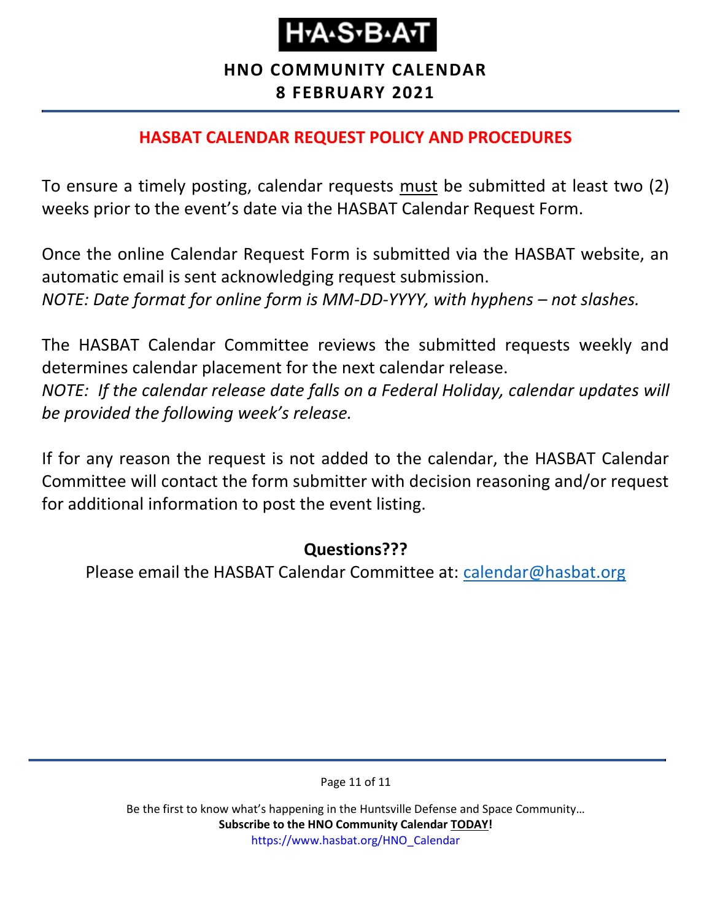# H·A·S·B·A·T

## HNO COMMUNITY CALENDAR
## 8 FEBRUARY 2021

---

### HASBAT CALENDAR REQUEST POLICY AND PROCEDURES

To ensure a timely posting, calendar requests <u>must</u> be submitted at least two (2) weeks prior to the event's date via the HASBAT Calendar Request Form.

Once the online Calendar Request Form is submitted via the HASBAT website, an automatic email is sent acknowledging request submission.
*NOTE: Date format for online form is MM-DD-YYYY, with hyphens – not slashes.*

The HASBAT Calendar Committee reviews the submitted requests weekly and determines calendar placement for the next calendar release.
*NOTE: If the calendar release date falls on a Federal Holiday, calendar updates will be provided the following week's release.*

If for any reason the request is not added to the calendar, the HASBAT Calendar Committee will contact the form submitter with decision reasoning and/or request for additional information to post the event listing.

**Questions???**

Please email the HASBAT Calendar Committee at: calendar@hasbat.org

---

Be the first to know what's happening in the Huntsville Defense and Space Community…
**Subscribe to the HNO Community Calendar <u>TODAY</u>!**
https://www.hasbat.org/HNO_Calendar